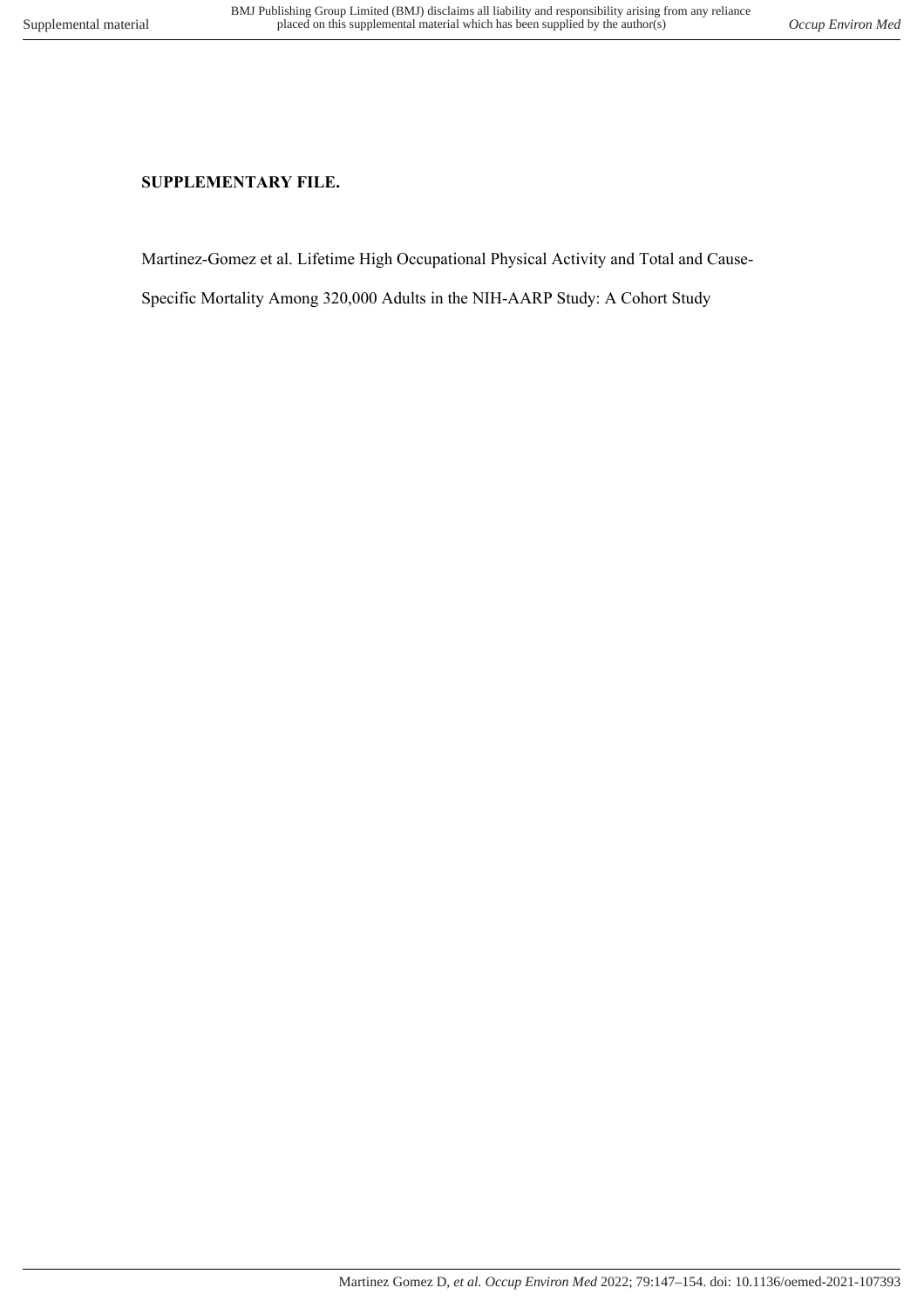**SUPPLEMENTARY FILE.**

Martinez-Gomez et al. Lifetime High Occupational Physical Activity and Total and Cause-Specific Mortality Among 320,000 Adults in the NIH-AARP Study: A Cohort Study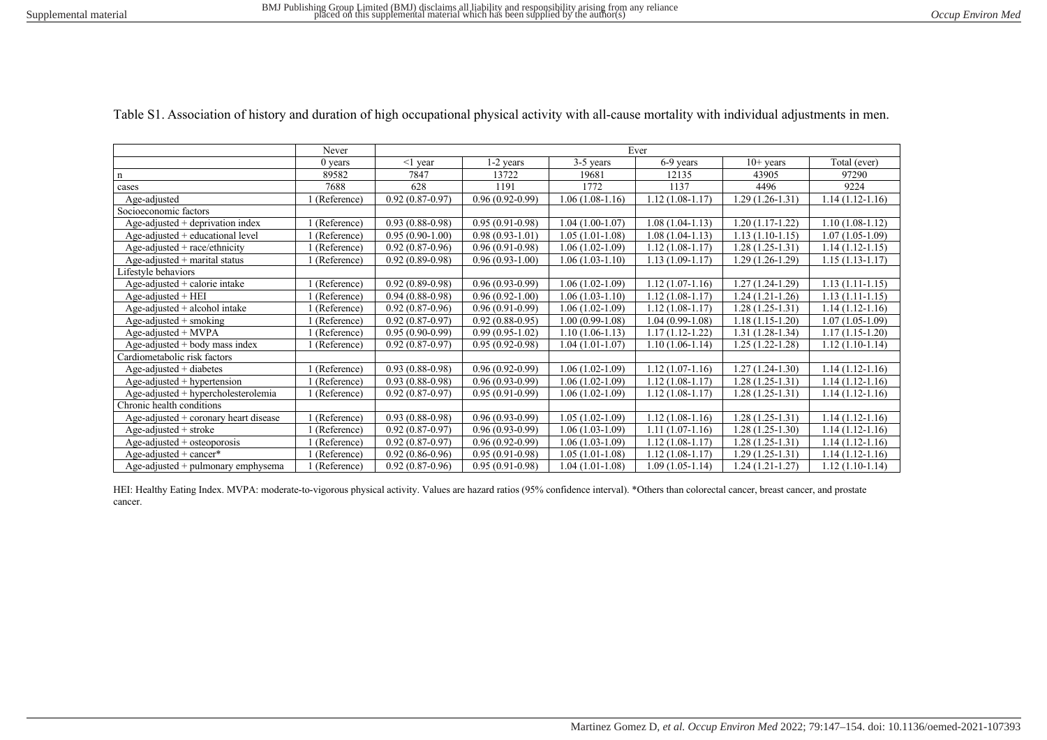Table S1. Association of history and duration of high occupational physical activity with all-cause mortality with individual adjustments in men.

| | Never | Ever | | | | | |
|---|---|---|---|---|---|---|---|
| | 0 years | <1 year | 1-2 years | 3-5 years | 6-9 years | 10+ years | Total (ever) |
| n | 89582 | 7847 | 13722 | 19681 | 12135 | 43905 | 97290 |
| cases | 7688 | 628 | 1191 | 1772 | 1137 | 4496 | 9224 |
| Age-adjusted | 1 (Reference) | 0.92 (0.87-0.97) | 0.96 (0.92-0.99) | 1.06 (1.08-1.16) | 1.12 (1.08-1.17) | 1.29 (1.26-1.31) | 1.14 (1.12-1.16) |
| Socioeconomic factors | | | | | | | |
| Age-adjusted + deprivation index | 1 (Reference) | 0.93 (0.88-0.98) | 0.95 (0.91-0.98) | 1.04 (1.00-1.07) | 1.08 (1.04-1.13) | 1.20 (1.17-1.22) | 1.10 (1.08-1.12) |
| Age-adjusted + educational level | 1 (Reference) | 0.95 (0.90-1.00) | 0.98 (0.93-1.01) | 1.05 (1.01-1.08) | 1.08 (1.04-1.13) | 1.13 (1.10-1.15) | 1.07 (1.05-1.09) |
| Age-adjusted + race/ethnicity | 1 (Reference) | 0.92 (0.87-0.96) | 0.96 (0.91-0.98) | 1.06 (1.02-1.09) | 1.12 (1.08-1.17) | 1.28 (1.25-1.31) | 1.14 (1.12-1.15) |
| Age-adjusted + marital status | 1 (Reference) | 0.92 (0.89-0.98) | 0.96 (0.93-1.00) | 1.06 (1.03-1.10) | 1.13 (1.09-1.17) | 1.29 (1.26-1.29) | 1.15 (1.13-1.17) |
| Lifestyle behaviors | | | | | | | |
| Age-adjusted + calorie intake | 1 (Reference) | 0.92 (0.89-0.98) | 0.96 (0.93-0.99) | 1.06 (1.02-1.09) | 1.12 (1.07-1.16) | 1.27 (1.24-1.29) | 1.13 (1.11-1.15) |
| Age-adjusted + HEI | 1 (Reference) | 0.94 (0.88-0.98) | 0.96 (0.92-1.00) | 1.06 (1.03-1.10) | 1.12 (1.08-1.17) | 1.24 (1.21-1.26) | 1.13 (1.11-1.15) |
| Age-adjusted + alcohol intake | 1 (Reference) | 0.92 (0.87-0.96) | 0.96 (0.91-0.99) | 1.06 (1.02-1.09) | 1.12 (1.08-1.17) | 1.28 (1.25-1.31) | 1.14 (1.12-1.16) |
| Age-adjusted + smoking | 1 (Reference) | 0.92 (0.87-0.97) | 0.92 (0.88-0.95) | 1.00 (0.99-1.08) | 1.04 (0.99-1.08) | 1.18 (1.15-1.20) | 1.07 (1.05-1.09) |
| Age-adjusted + MVPA | 1 (Reference) | 0.95 (0.90-0.99) | 0.99 (0.95-1.02) | 1.10 (1.06-1.13) | 1.17 (1.12-1.22) | 1.31 (1.28-1.34) | 1.17 (1.15-1.20) |
| Age-adjusted + body mass index | 1 (Reference) | 0.92 (0.87-0.97) | 0.95 (0.92-0.98) | 1.04 (1.01-1.07) | 1.10 (1.06-1.14) | 1.25 (1.22-1.28) | 1.12 (1.10-1.14) |
| Cardiometabolic risk factors | | | | | | | |
| Age-adjusted + diabetes | 1 (Reference) | 0.93 (0.88-0.98) | 0.96 (0.92-0.99) | 1.06 (1.02-1.09) | 1.12 (1.07-1.16) | 1.27 (1.24-1.30) | 1.14 (1.12-1.16) |
| Age-adjusted + hypertension | 1 (Reference) | 0.93 (0.88-0.98) | 0.96 (0.93-0.99) | 1.06 (1.02-1.09) | 1.12 (1.08-1.17) | 1.28 (1.25-1.31) | 1.14 (1.12-1.16) |
| Age-adjusted + hypercholesterolemia | 1 (Reference) | 0.92 (0.87-0.97) | 0.95 (0.91-0.99) | 1.06 (1.02-1.09) | 1.12 (1.08-1.17) | 1.28 (1.25-1.31) | 1.14 (1.12-1.16) |
| Chronic health conditions | | | | | | | |
| Age-adjusted + coronary heart disease | 1 (Reference) | 0.93 (0.88-0.98) | 0.96 (0.93-0.99) | 1.05 (1.02-1.09) | 1.12 (1.08-1.16) | 1.28 (1.25-1.31) | 1.14 (1.12-1.16) |
| Age-adjusted + stroke | 1 (Reference) | 0.92 (0.87-0.97) | 0.96 (0.93-0.99) | 1.06 (1.03-1.09) | 1.11 (1.07-1.16) | 1.28 (1.25-1.30) | 1.14 (1.12-1.16) |
| Age-adjusted + osteoporosis | 1 (Reference) | 0.92 (0.87-0.97) | 0.96 (0.92-0.99) | 1.06 (1.03-1.09) | 1.12 (1.08-1.17) | 1.28 (1.25-1.31) | 1.14 (1.12-1.16) |
| Age-adjusted + cancer* | 1 (Reference) | 0.92 (0.86-0.96) | 0.95 (0.91-0.98) | 1.05 (1.01-1.08) | 1.12 (1.08-1.17) | 1.29 (1.25-1.31) | 1.14 (1.12-1.16) |
| Age-adjusted + pulmonary emphysema | 1 (Reference) | 0.92 (0.87-0.96) | 0.95 (0.91-0.98) | 1.04 (1.01-1.08) | 1.09 (1.05-1.14) | 1.24 (1.21-1.27) | 1.12 (1.10-1.14) |

HEI: Healthy Eating Index. MVPA: moderate-to-vigorous physical activity. Values are hazard ratios (95% confidence interval). *Others than colorectal cancer, breast cancer, and prostate cancer.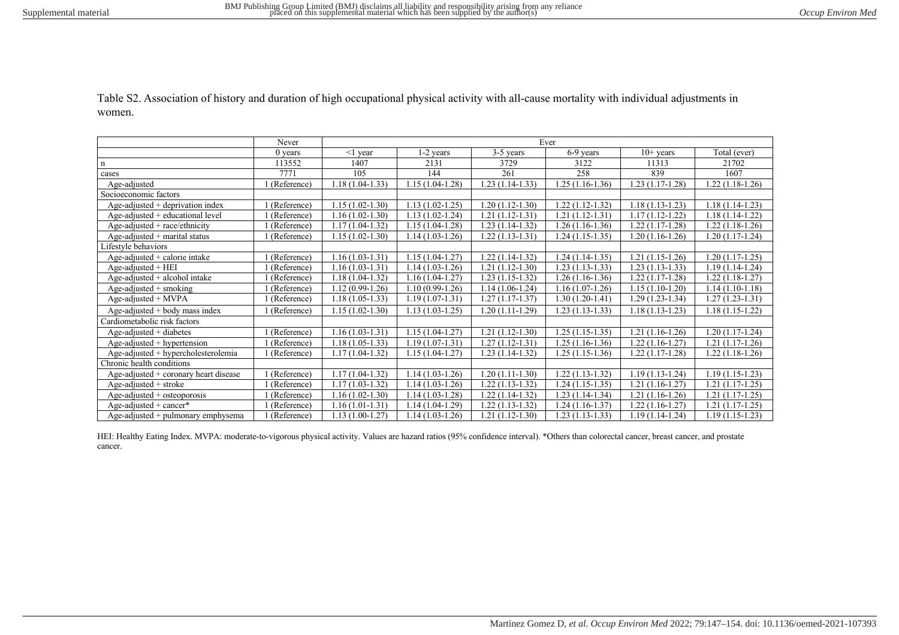Table S2. Association of history and duration of high occupational physical activity with all-cause mortality with individual adjustments in women.

| | Never | Ever | | | | | |
|---|---|---|---|---|---|---|---|
| | 0 years | <1 year | 1-2 years | 3-5 years | 6-9 years | 10+ years | Total (ever) |
| n | 113552 | 1407 | 2131 | 3729 | 3122 | 11313 | 21702 |
| cases | 7771 | 105 | 144 | 261 | 258 | 839 | 1607 |
| Age-adjusted | 1 (Reference) | 1.18 (1.04-1.33) | 1.15 (1.04-1.28) | 1.23 (1.14-1.33) | 1.25 (1.16-1.36) | 1.23 (1.17-1.28) | 1.22 (1.18-1.26) |
| Socioeconomic factors | | | | | | | |
| Age-adjusted + deprivation index | 1 (Reference) | 1.15 (1.02-1.30) | 1.13 (1.02-1.25) | 1.20 (1.12-1.30) | 1.22 (1.12-1.32) | 1.18 (1.13-1.23) | 1.18 (1.14-1.23) |
| Age-adjusted + educational level | 1 (Reference) | 1.16 (1.02-1.30) | 1.13 (1.02-1.24) | 1.21 (1.12-1.31) | 1.21 (1.12-1.31) | 1.17 (1.12-1.22) | 1.18 (1.14-1.22) |
| Age-adjusted + race/ethnicity | 1 (Reference) | 1.17 (1.04-1.32) | 1.15 (1.04-1.28) | 1.23 (1.14-1.32) | 1.26 (1.16-1.36) | 1.22 (1.17-1.28) | 1.22 (1.18-1.26) |
| Age-adjusted + marital status | 1 (Reference) | 1.15 (1.02-1.30) | 1.14 (1.03-1.26) | 1.22 (1.13-1.31) | 1.24 (1.15-1.35) | 1.20 (1.16-1.26) | 1.20 (1.17-1.24) |
| Lifestyle behaviors | | | | | | | |
| Age-adjusted + calorie intake | 1 (Reference) | 1.16 (1.03-1.31) | 1.15 (1.04-1.27) | 1.22 (1.14-1.32) | 1.24 (1.14-1.35) | 1.21 (1.15-1.26) | 1.20 (1.17-1.25) |
| Age-adjusted + HEI | 1 (Reference) | 1.16 (1.03-1.31) | 1.14 (1.03-1.26) | 1.21 (1.12-1.30) | 1.23 (1.13-1.33) | 1.23 (1.13-1.33) | 1.19 (1.14-1.24) |
| Age-adjusted + alcohol intake | 1 (Reference) | 1.18 (1.04-1.32) | 1.16 (1.04-1.27) | 1.23 (1.15-1.32) | 1.26 (1.16-1.36) | 1.22 (1.17-1.28) | 1.22 (1.18-1.27) |
| Age-adjusted + smoking | 1 (Reference) | 1.12 (0.99-1.26) | 1.10 (0.99-1.26) | 1.14 (1.06-1.24) | 1.16 (1.07-1.26) | 1.15 (1.10-1.20) | 1.14 (1.10-1.18) |
| Age-adjusted + MVPA | 1 (Reference) | 1.18 (1.05-1.33) | 1.19 (1.07-1.31) | 1.27 (1.17-1.37) | 1.30 (1.20-1.41) | 1.29 (1.23-1.34) | 1.27 (1.23-1.31) |
| Age-adjusted + body mass index | 1 (Reference) | 1.15 (1.02-1.30) | 1.13 (1.03-1.25) | 1.20 (1.11-1.29) | 1.23 (1.13-1.33) | 1.18 (1.13-1.23) | 1.18 (1.15-1.22) |
| Cardiometabolic risk factors | | | | | | | |
| Age-adjusted + diabetes | 1 (Reference) | 1.16 (1.03-1.31) | 1.15 (1.04-1.27) | 1.21 (1.12-1.30) | 1.25 (1.15-1.35) | 1.21 (1.16-1.26) | 1.20 (1.17-1.24) |
| Age-adjusted + hypertension | 1 (Reference) | 1.18 (1.05-1.33) | 1.19 (1.07-1.31) | 1.27 (1.12-1.31) | 1.25 (1.16-1.36) | 1.22 (1.16-1.27) | 1.21 (1.17-1.26) |
| Age-adjusted + hypercholesterolemia | 1 (Reference) | 1.17 (1.04-1.32) | 1.15 (1.04-1.27) | 1.23 (1.14-1.32) | 1.25 (1.15-1.36) | 1.22 (1.17-1.28) | 1.22 (1.18-1.26) |
| Chronic health conditions | | | | | | | |
| Age-adjusted + coronary heart disease | 1 (Reference) | 1.17 (1.04-1.32) | 1.14 (1.03-1.26) | 1.20 (1.11-1.30) | 1.22 (1.13-1.32) | 1.19 (1.13-1.24) | 1.19 (1.15-1.23) |
| Age-adjusted + stroke | 1 (Reference) | 1.17 (1.03-1.32) | 1.14 (1.03-1.26) | 1.22 (1.13-1.32) | 1.24 (1.15-1.35) | 1.21 (1.16-1.27) | 1.21 (1.17-1.25) |
| Age-adjusted + osteoporosis | 1 (Reference) | 1.16 (1.02-1.30) | 1.14 (1.03-1.28) | 1.22 (1.14-1.32) | 1.23 (1.14-1.34) | 1.21 (1.16-1.26) | 1.21 (1.17-1.25) |
| Age-adjusted + cancer* | 1 (Reference) | 1.16 (1.01-1.31) | 1.14 (1.04-1.29) | 1.22 (1.13-1.32) | 1.24 (1.16-1.37) | 1.22 (1.16-1.27) | 1.21 (1.17-1.25) |
| Age-adjusted + pulmonary emphysema | 1 (Reference) | 1.13 (1.00-1.27) | 1.14 (1.03-1.26) | 1.21 (1.12-1.30) | 1.23 (1.13-1.33) | 1.19 (1.14-1.24) | 1.19 (1.15-1.23) |

HEI: Healthy Eating Index. MVPA: moderate-to-vigorous physical activity. Values are hazard ratios (95% confidence interval). *Others than colorectal cancer, breast cancer, and prostate cancer.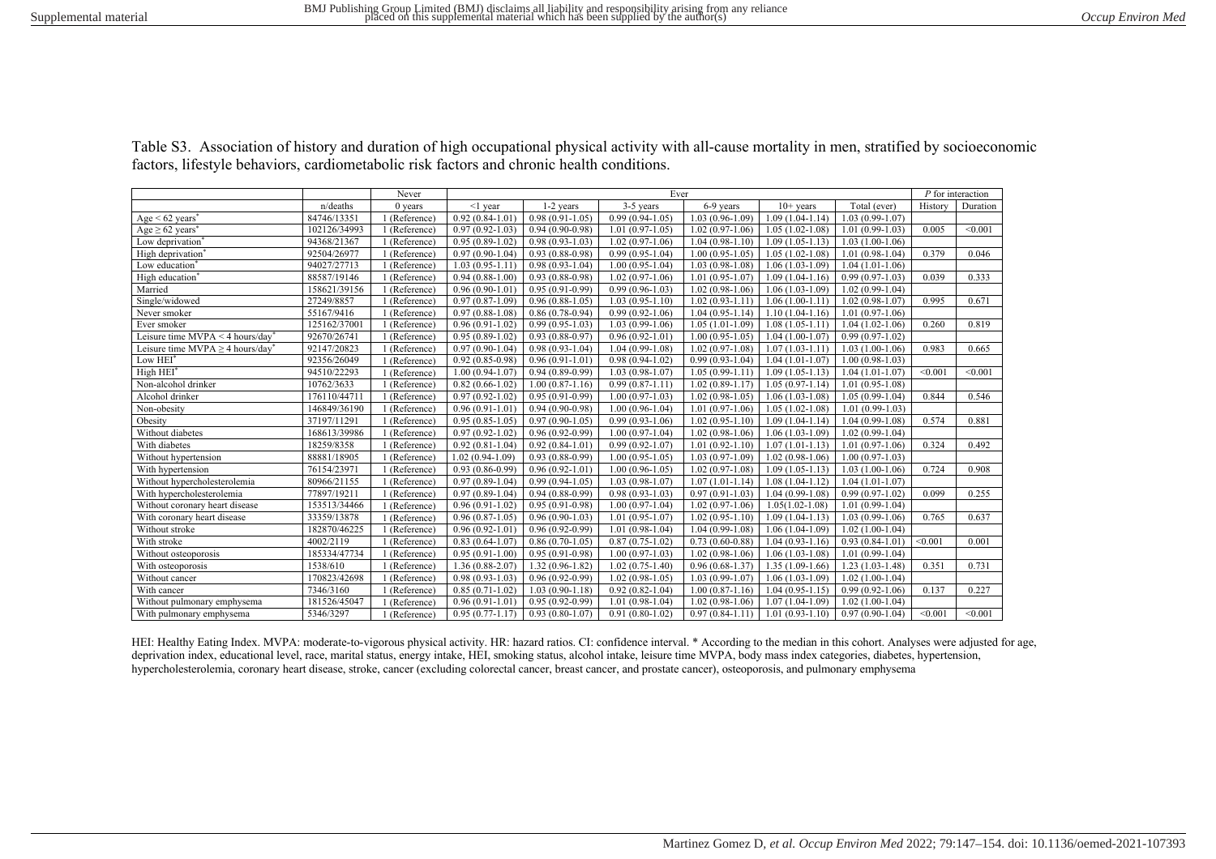Table S3. Association of history and duration of high occupational physical activity with all-cause mortality in men, stratified by socioeconomic factors, lifestyle behaviors, cardiometabolic risk factors and chronic health conditions.

| | | Never | Ever | | | | | | *P* for interaction | |
|---|---|---|---|---|---|---|---|---|---|---|
| | n/deaths | 0 years | <1 year | 1-2 years | 3-5 years | 6-9 years | 10+ years | Total (ever) | History | Duration |
| Age < 62 years* | 84746/13351 | 1 (Reference) | 0.92 (0.84-1.01) | 0.98 (0.91-1.05) | 0.99 (0.94-1.05) | 1.03 (0.96-1.09) | 1.09 (1.04-1.14) | 1.03 (0.99-1.07) | | |
| Age ≥ 62 years* | 102126/34993 | 1 (Reference) | 0.97 (0.92-1.03) | 0.94 (0.90-0.98) | 1.01 (0.97-1.05) | 1.02 (0.97-1.06) | 1.05 (1.02-1.08) | 1.01 (0.99-1.03) | 0.005 | <0.001 |
| Low deprivation* | 94368/21367 | 1 (Reference) | 0.95 (0.89-1.02) | 0.98 (0.93-1.03) | 1.02 (0.97-1.06) | 1.04 (0.98-1.10) | 1.09 (1.05-1.13) | 1.03 (1.00-1.06) | | |
| High deprivation* | 92504/26977 | 1 (Reference) | 0.97 (0.90-1.04) | 0.93 (0.88-0.98) | 0.99 (0.95-1.04) | 1.00 (0.95-1.05) | 1.05 (1.02-1.08) | 1.01 (0.98-1.04) | 0.379 | 0.046 |
| Low education* | 94027/27713 | 1 (Reference) | 1.03 (0.95-1.11) | 0.98 (0.93-1.04) | 1.00 (0.95-1.04) | 1.03 (0.98-1.08) | 1.06 (1.03-1.09) | 1.04 (1.01-1.06) | | |
| High education* | 88587/19146 | 1 (Reference) | 0.94 (0.88-1.00) | 0.93 (0.88-0.98) | 1.02 (0.97-1.06) | 1.01 (0.95-1.07) | 1.09 (1.04-1.16) | 0.99 (0.97-1.03) | 0.039 | 0.333 |
| Married | 158621/39156 | 1 (Reference) | 0.96 (0.90-1.01) | 0.95 (0.91-0.99) | 0.99 (0.96-1.03) | 1.02 (0.98-1.06) | 1.06 (1.03-1.09) | 1.02 (0.99-1.04) | | |
| Single/widowed | 27249/8857 | 1 (Reference) | 0.97 (0.87-1.09) | 0.96 (0.88-1.05) | 1.03 (0.95-1.10) | 1.02 (0.93-1.11) | 1.06 (1.00-1.11) | 1.02 (0.98-1.07) | 0.995 | 0.671 |
| Never smoker | 55167/9416 | 1 (Reference) | 0.97 (0.88-1.08) | 0.86 (0.78-0.94) | 0.99 (0.92-1.06) | 1.04 (0.95-1.14) | 1.10 (1.04-1.16) | 1.01 (0.97-1.06) | | |
| Ever smoker | 125162/37001 | 1 (Reference) | 0.96 (0.91-1.02) | 0.99 (0.95-1.03) | 1.03 (0.99-1.06) | 1.05 (1.01-1.09) | 1.08 (1.05-1.11) | 1.04 (1.02-1.06) | 0.260 | 0.819 |
| Leisure time MVPA < 4 hours/day* | 92670/26741 | 1 (Reference) | 0.95 (0.89-1.02) | 0.93 (0.88-0.97) | 0.96 (0.92-1.01) | 1.00 (0.95-1.05) | 1.04 (1.00-1.07) | 0.99 (0.97-1.02) | | |
| Leisure time MVPA ≥ 4 hours/day* | 92147/20823 | 1 (Reference) | 0.97 (0.90-1.04) | 0.98 (0.93-1.04) | 1.04 (0.99-1.08) | 1.02 (0.97-1.08) | 1.07 (1.03-1.11) | 1.03 (1.00-1.06) | 0.983 | 0.665 |
| Low HEI* | 92356/26049 | 1 (Reference) | 0.92 (0.85-0.98) | 0.96 (0.91-1.01) | 0.98 (0.94-1.02) | 0.99 (0.93-1.04) | 1.04 (1.01-1.07) | 1.00 (0.98-1.03) | | |
| High HEI* | 94510/22293 | 1 (Reference) | 1.00 (0.94-1.07) | 0.94 (0.89-0.99) | 1.03 (0.98-1.07) | 1.05 (0.99-1.11) | 1.09 (1.05-1.13) | 1.04 (1.01-1.07) | <0.001 | <0.001 |
| Non-alcohol drinker | 10762/3633 | 1 (Reference) | 0.82 (0.66-1.02) | 1.00 (0.87-1.16) | 0.99 (0.87-1.11) | 1.02 (0.89-1.17) | 1.05 (0.97-1.14) | 1.01 (0.95-1.08) | | |
| Alcohol drinker | 176110/44711 | 1 (Reference) | 0.97 (0.92-1.02) | 0.95 (0.91-0.99) | 1.00 (0.97-1.03) | 1.02 (0.98-1.05) | 1.06 (1.03-1.08) | 1.05 (0.99-1.04) | 0.844 | 0.546 |
| Non-obesity | 146849/36190 | 1 (Reference) | 0.96 (0.91-1.01) | 0.94 (0.90-0.98) | 1.00 (0.96-1.04) | 1.01 (0.97-1.06) | 1.05 (1.02-1.08) | 1.01 (0.99-1.03) | | |
| Obesity | 37197/11291 | 1 (Reference) | 0.95 (0.85-1.05) | 0.97 (0.90-1.05) | 0.99 (0.93-1.06) | 1.02 (0.95-1.10) | 1.09 (1.04-1.14) | 1.04 (0.99-1.08) | 0.574 | 0.881 |
| Without diabetes | 168613/39986 | 1 (Reference) | 0.97 (0.92-1.02) | 0.96 (0.92-0.99) | 1.00 (0.97-1.04) | 1.02 (0.98-1.06) | 1.06 (1.03-1.09) | 1.02 (0.99-1.04) | | |
| With diabetes | 18259/8358 | 1 (Reference) | 0.92 (0.81-1.04) | 0.92 (0.84-1.01) | 0.99 (0.92-1.07) | 1.01 (0.92-1.10) | 1.07 (1.01-1.13) | 1.01 (0.97-1.06) | 0.324 | 0.492 |
| Without hypertension | 88881/18905 | 1 (Reference) | 1.02 (0.94-1.09) | 0.93 (0.88-0.99) | 1.00 (0.95-1.05) | 1.03 (0.97-1.09) | 1.02 (0.98-1.06) | 1.00 (0.97-1.03) | | |
| With hypertension | 76154/23971 | 1 (Reference) | 0.93 (0.86-0.99) | 0.96 (0.92-1.01) | 1.00 (0.96-1.05) | 1.02 (0.97-1.08) | 1.09 (1.05-1.13) | 1.03 (1.00-1.06) | 0.724 | 0.908 |
| Without hypercholesterolemia | 80966/21155 | 1 (Reference) | 0.97 (0.89-1.04) | 0.99 (0.94-1.05) | 1.03 (0.98-1.07) | 1.07 (1.01-1.14) | 1.08 (1.04-1.12) | 1.04 (1.01-1.07) | | |
| With hypercholesterolemia | 77897/19211 | 1 (Reference) | 0.97 (0.89-1.04) | 0.94 (0.88-0.99) | 0.98 (0.93-1.03) | 0.97 (0.91-1.03) | 1.04 (0.99-1.08) | 0.99 (0.97-1.02) | 0.099 | 0.255 |
| Without coronary heart disease | 153513/34466 | 1 (Reference) | 0.96 (0.91-1.02) | 0.95 (0.91-0.98) | 1.00 (0.97-1.04) | 1.02 (0.97-1.06) | 1.05(1.02-1.08) | 1.01 (0.99-1.04) | | |
| With coronary heart disease | 33359/13878 | 1 (Reference) | 0.96 (0.87-1.05) | 0.96 (0.90-1.03) | 1.01 (0.95-1.07) | 1.02 (0.95-1.10) | 1.09 (1.04-1.13) | 1.03 (0.99-1.06) | 0.765 | 0.637 |
| Without stroke | 182870/46225 | 1 (Reference) | 0.96 (0.92-1.01) | 0.96 (0.92-0.99) | 1.01 (0.98-1.04) | 1.04 (0.99-1.08) | 1.06 (1.04-1.09) | 1.02 (1.00-1.04) | | |
| With stroke | 4002/2119 | 1 (Reference) | 0.83 (0.64-1.07) | 0.86 (0.70-1.05) | 0.87 (0.75-1.02) | 0.73 (0.60-0.88) | 1.04 (0.93-1.16) | 0.93 (0.84-1.01) | <0.001 | 0.001 |
| Without osteoporosis | 185334/47734 | 1 (Reference) | 0.95 (0.91-1.00) | 0.95 (0.91-0.98) | 1.00 (0.97-1.03) | 1.02 (0.98-1.06) | 1.06 (1.03-1.08) | 1.01 (0.99-1.04) | | |
| With osteoporosis | 1538/610 | 1 (Reference) | 1.36 (0.88-2.07) | 1.32 (0.96-1.82) | 1.02 (0.75-1.40) | 0.96 (0.68-1.37) | 1.35 (1.09-1.66) | 1.23 (1.03-1.48) | 0.351 | 0.731 |
| Without cancer | 170823/42698 | 1 (Reference) | 0.98 (0.93-1.03) | 0.96 (0.92-0.99) | 1.02 (0.98-1.05) | 1.03 (0.99-1.07) | 1.06 (1.03-1.09) | 1.02 (1.00-1.04) | | |
| With cancer | 7346/3160 | 1 (Reference) | 0.85 (0.71-1.02) | 1.03 (0.90-1.18) | 0.92 (0.82-1.04) | 1.00 (0.87-1.16) | 1.04 (0.95-1.15) | 0.99 (0.92-1.06) | 0.137 | 0.227 |
| Without pulmonary emphysema | 181526/45047 | 1 (Reference) | 0.96 (0.91-1.01) | 0.95 (0.92-0.99) | 1.01 (0.98-1.04) | 1.02 (0.98-1.06) | 1.07 (1.04-1.09) | 1.02 (1.00-1.04) | | |
| With pulmonary emphysema | 5346/3297 | 1 (Reference) | 0.95 (0.77-1.17) | 0.93 (0.80-1.07) | 0.91 (0.80-1.02) | 0.97 (0.84-1.11) | 1.01 (0.93-1.10) | 0.97 (0.90-1.04) | <0.001 | <0.001 |

HEI: Healthy Eating Index. MVPA: moderate-to-vigorous physical activity. HR: hazard ratios. CI: confidence interval. * According to the median in this cohort. Analyses were adjusted for age, deprivation index, educational level, race, marital status, energy intake, HEI, smoking status, alcohol intake, leisure time MVPA, body mass index categories, diabetes, hypertension, hypercholesterolemia, coronary heart disease, stroke, cancer (excluding colorectal cancer, breast cancer, and prostate cancer), osteoporosis, and pulmonary emphysema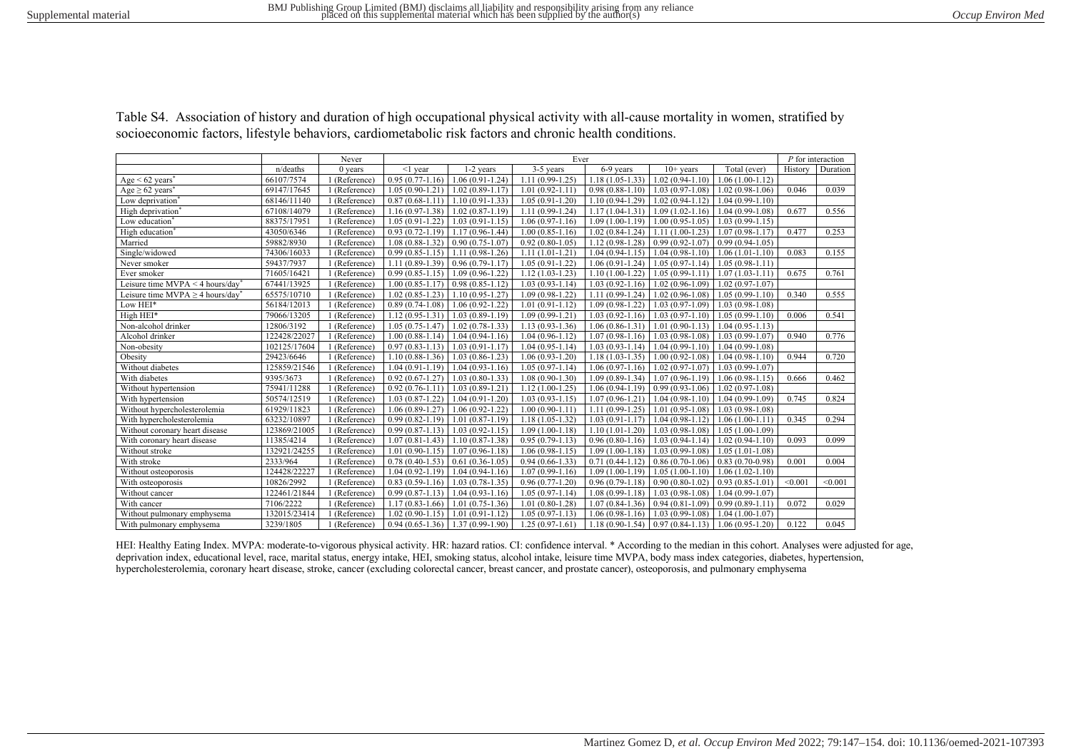Table S4. Association of history and duration of high occupational physical activity with all-cause mortality in women, stratified by socioeconomic factors, lifestyle behaviors, cardiometabolic risk factors and chronic health conditions.

| | | Never | Ever | | | | | | *P* for interaction | |
|---|---|---|---|---|---|---|---|---|---|---|
| | n/deaths | 0 years | <1 year | 1-2 years | 3-5 years | 6-9 years | 10+ years | Total (ever) | History | Duration |
| Age < 62 years* | 66107/7574 | 1 (Reference) | 0.95 (0.77-1.16) | 1.06 (0.91-1.24) | 1.11 (0.99-1.25) | 1.18 (1.05-1.33) | 1.02 (0.94-1.10) | 1.06 (1.00-1.12) | | |
| Age ≥ 62 years* | 69147/17645 | 1 (Reference) | 1.05 (0.90-1.21) | 1.02 (0.89-1.17) | 1.01 (0.92-1.11) | 0.98 (0.88-1.10) | 1.03 (0.97-1.08) | 1.02 (0.98-1.06) | 0.046 | 0.039 |
| Low deprivation* | 68146/11140 | 1 (Reference) | 0.87 (0.68-1.11) | 1.10 (0.91-1.33) | 1.05 (0.91-1.20) | 1.10 (0.94-1.29) | 1.02 (0.94-1.12) | 1.04 (0.99-1.10) | | |
| High deprivation* | 67108/14079 | 1 (Reference) | 1.16 (0.97-1.38) | 1.02 (0.87-1.19) | 1.11 (0.99-1.24) | 1.17 (1.04-1.31) | 1.09 (1.02-1.16) | 1.04 (0.99-1.08) | 0.677 | 0.556 |
| Low education* | 88375/17951 | 1 (Reference) | 1.05 (0.91-1.22) | 1.03 (0.91-1.15) | 1.06 (0.97-1.16) | 1.09 (1.00-1.19) | 1.00 (0.95-1.05) | 1.03 (0.99-1.15) | | |
| High education* | 43050/6346 | 1 (Reference) | 0.93 (0.72-1.19) | 1.17 (0.96-1.44) | 1.00 (0.85-1.16) | 1.02 (0.84-1.24) | 1.11 (1.00-1.23) | 1.07 (0.98-1.17) | 0.477 | 0.253 |
| Married | 59882/8930 | 1 (Reference) | 1.08 (0.88-1.32) | 0.90 (0.75-1.07) | 0.92 (0.80-1.05) | 1.12 (0.98-1.28) | 0.99 (0.92-1.07) | 0.99 (0.94-1.05) | | |
| Single/widowed | 74306/16033 | 1 (Reference) | 0.99 (0.85-1.15) | 1.11 (0.98-1.26) | 1.11 (1.01-1.21) | 1.04 (0.94-1.15) | 1.04 (0.98-1.10) | 1.06 (1.01-1.10) | 0.083 | 0.155 |
| Never smoker | 59437/7937 | 1 (Reference) | 1.11 (0.89-1.39) | 0.96 (0.79-1.17) | 1.05 (0.91-1.22) | 1.06 (0.91-1.24) | 1.05 (0.97-1.14) | 1.05 (0.98-1.11) | | |
| Ever smoker | 71605/16421 | 1 (Reference) | 0.99 (0.85-1.15) | 1.09 (0.96-1.22) | 1.12 (1.03-1.23) | 1.10 (1.00-1.22) | 1.05 (0.99-1.11) | 1.07 (1.03-1.11) | 0.675 | 0.761 |
| Leisure time MVPA < 4 hours/day* | 67441/13925 | 1 (Reference) | 1.00 (0.85-1.17) | 0.98 (0.85-1.12) | 1.03 (0.93-1.14) | 1.03 (0.92-1.16) | 1.02 (0.96-1.09) | 1.02 (0.97-1.07) | | |
| Leisure time MVPA ≥ 4 hours/day* | 65575/10710 | 1 (Reference) | 1.02 (0.85-1.23) | 1.10 (0.95-1.27) | 1.09 (0.98-1.22) | 1.11 (0.99-1.24) | 1.02 (0.96-1.08) | 1.05 (0.99-1.10) | 0.340 | 0.555 |
| Low HEI* | 56184/12013 | 1 (Reference) | 0.89 (0.74-1.08) | 1.06 (0.92-1.22) | 1.01 (0.91-1.12) | 1.09 (0.98-1.22) | 1.03 (0.97-1.09) | 1.03 (0.98-1.08) | | |
| High HEI* | 79066/13205 | 1 (Reference) | 1.12 (0.95-1.31) | 1.03 (0.89-1.19) | 1.09 (0.99-1.21) | 1.03 (0.92-1.16) | 1.03 (0.97-1.10) | 1.05 (0.99-1.10) | 0.006 | 0.541 |
| Non-alcohol drinker | 12806/3192 | 1 (Reference) | 1.05 (0.75-1.47) | 1.02 (0.78-1.33) | 1.13 (0.93-1.36) | 1.06 (0.86-1.31) | 1.01 (0.90-1.13) | 1.04 (0.95-1.13) | | |
| Alcohol drinker | 122428/22027 | 1 (Reference) | 1.00 (0.88-1.14) | 1.04 (0.94-1.16) | 1.04 (0.96-1.12) | 1.07 (0.98-1.16) | 1.03 (0.98-1.08) | 1.03 (0.99-1.07) | 0.940 | 0.776 |
| Non-obesity | 102125/17604 | 1 (Reference) | 0.97 (0.83-1.13) | 1.03 (0.91-1.17) | 1.04 (0.95-1.14) | 1.03 (0.93-1.14) | 1.04 (0.99-1.10) | 1.04 (0.99-1.08) | | |
| Obesity | 29423/6646 | 1 (Reference) | 1.10 (0.88-1.36) | 1.03 (0.86-1.23) | 1.06 (0.93-1.20) | 1.18 (1.03-1.35) | 1.00 (0.92-1.08) | 1.04 (0.98-1.10) | 0.944 | 0.720 |
| Without diabetes | 125859/21546 | 1 (Reference) | 1.04 (0.91-1.19) | 1.04 (0.93-1.16) | 1.05 (0.97-1.14) | 1.06 (0.97-1.16) | 1.02 (0.97-1.07) | 1.03 (0.99-1.07) | | |
| With diabetes | 9395/3673 | 1 (Reference) | 0.92 (0.67-1.27) | 1.03 (0.80-1.33) | 1.08 (0.90-1.30) | 1.09 (0.89-1.34) | 1.07 (0.96-1.19) | 1.06 (0.98-1.15) | 0.666 | 0.462 |
| Without hypertension | 75941/11288 | 1 (Reference) | 0.92 (0.76-1.11) | 1.03 (0.89-1.21) | 1.12 (1.00-1.25) | 1.06 (0.94-1.19) | 0.99 (0.93-1.06) | 1.02 (0.97-1.08) | | |
| With hypertension | 50574/12519 | 1 (Reference) | 1.03 (0.87-1.22) | 1.04 (0.91-1.20) | 1.03 (0.93-1.15) | 1.07 (0.96-1.21) | 1.04 (0.98-1.10) | 1.04 (0.99-1.09) | 0.745 | 0.824 |
| Without hypercholesterolemia | 61929/11823 | 1 (Reference) | 1.06 (0.89-1.27) | 1.06 (0.92-1.22) | 1.00 (0.90-1.11) | 1.11 (0.99-1.25) | 1.01 (0.95-1.08) | 1.03 (0.98-1.08) | | |
| With hypercholesterolemia | 63232/10897 | 1 (Reference) | 0.99 (0.82-1.19) | 1.01 (0.87-1.19) | 1.18 (1.05-1.32) | 1.03 (0.91-1.17) | 1.04 (0.98-1.12) | 1.06 (1.00-1.11) | 0.345 | 0.294 |
| Without coronary heart disease | 123869/21005 | 1 (Reference) | 0.99 (0.87-1.13) | 1.03 (0.92-1.15) | 1.09 (1.00-1.18) | 1.10 (1.01-1.20) | 1.03 (0.98-1.08) | 1.05 (1.00-1.09) | | |
| With coronary heart disease | 11385/4214 | 1 (Reference) | 1.07 (0.81-1.43) | 1.10 (0.87-1.38) | 0.95 (0.79-1.13) | 0.96 (0.80-1.16) | 1.03 (0.94-1.14) | 1.02 (0.94-1.10) | 0.093 | 0.099 |
| Without stroke | 132921/24255 | 1 (Reference) | 1.01 (0.90-1.15) | 1.07 (0.96-1.18) | 1.06 (0.98-1.15) | 1.09 (1.00-1.18) | 1.03 (0.99-1.08) | 1.05 (1.01-1.08) | | |
| With stroke | 2333/964 | 1 (Reference) | 0.78 (0.40-1.53) | 0.61 (0.36-1.05) | 0.94 (0.66-1.33) | 0.71 (0.44-1.12) | 0.86 (0.70-1.06) | 0.83 (0.70-0.98) | 0.001 | 0.004 |
| Without osteoporosis | 124428/22227 | 1 (Reference) | 1.04 (0.92-1.19) | 1.04 (0.94-1.16) | 1.07 (0.99-1.16) | 1.09 (1.00-1.19) | 1.05 (1.00-1.10) | 1.06 (1.02-1.10) | | |
| With osteoporosis | 10826/2992 | 1 (Reference) | 0.83 (0.59-1.16) | 1.03 (0.78-1.35) | 0.96 (0.77-1.20) | 0.96 (0.79-1.18) | 0.90 (0.80-1.02) | 0.93 (0.85-1.01) | <0.001 | <0.001 |
| Without cancer | 122461/21844 | 1 (Reference) | 0.99 (0.87-1.13) | 1.04 (0.93-1.16) | 1.05 (0.97-1.14) | 1.08 (0.99-1.18) | 1.03 (0.98-1.08) | 1.04 (0.99-1.07) | | |
| With cancer | 7106/2222 | 1 (Reference) | 1.17 (0.83-1.66) | 1.01 (0.75-1.36) | 1.01 (0.80-1.28) | 1.07 (0.84-1.36) | 0.94 (0.81-1.09) | 0.99 (0.89-1.11) | 0.072 | 0.029 |
| Without pulmonary emphysema | 132015/23414 | 1 (Reference) | 1.02 (0.90-1.15) | 1.01 (0.91-1.12) | 1.05 (0.97-1.13) | 1.06 (0.98-1.16) | 1.03 (0.99-1.08) | 1.04 (1.00-1.07) | | |
| With pulmonary emphysema | 3239/1805 | 1 (Reference) | 0.94 (0.65-1.36) | 1.37 (0.99-1.90) | 1.25 (0.97-1.61) | 1.18 (0.90-1.54) | 0.97 (0.84-1.13) | 1.06 (0.95-1.20) | 0.122 | 0.045 |

HEI: Healthy Eating Index. MVPA: moderate-to-vigorous physical activity. HR: hazard ratios. CI: confidence interval. * According to the median in this cohort. Analyses were adjusted for age, deprivation index, educational level, race, marital status, energy intake, HEI, smoking status, alcohol intake, leisure time MVPA, body mass index categories, diabetes, hypertension, hypercholesterolemia, coronary heart disease, stroke, cancer (excluding colorectal cancer, breast cancer, and prostate cancer), osteoporosis, and pulmonary emphysema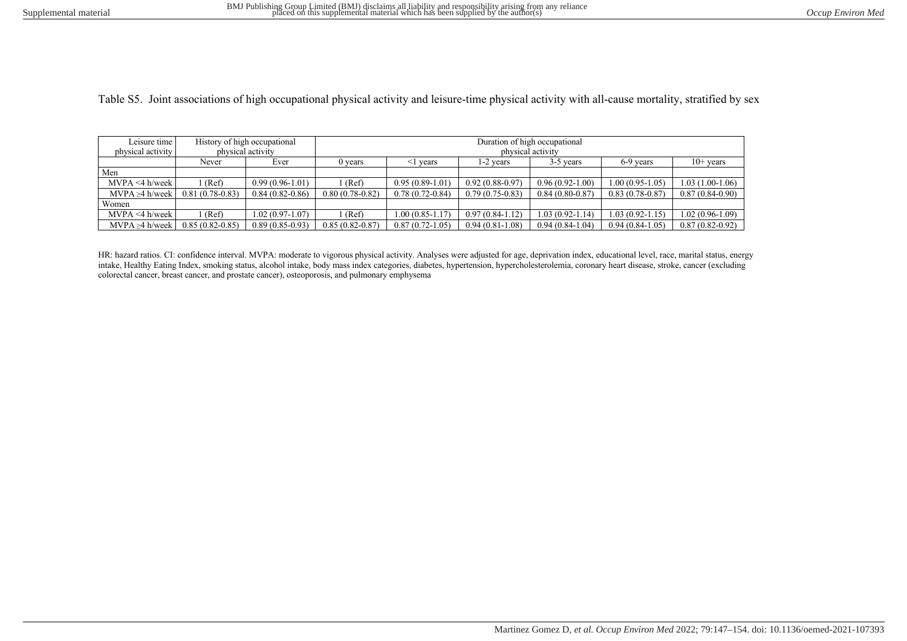Table S5. Joint associations of high occupational physical activity and leisure-time physical activity with all-cause mortality, stratified by sex

| Leisure time physical activity | History of high occupational physical activity | | Duration of high occupational physical activity | | | | | |
|---|---|---|---|---|---|---|---|---|
| | Never | Ever | 0 years | <1 years | 1-2 years | 3-5 years | 6-9 years | 10+ years |
| Men | | | | | | | | |
| MVPA <4 h/week | 1 (Ref) | 0.99 (0.96-1.01) | 1 (Ref) | 0.95 (0.89-1.01) | 0.92 (0.88-0.97) | 0.96 (0.92-1.00) | 1.00 (0.95-1.05) | 1.03 (1.00-1.06) |
| MVPA ≥4 h/week | 0.81 (0.78-0.83) | 0.84 (0.82-0.86) | 0.80 (0.78-0.82) | 0.78 (0.72-0.84) | 0.79 (0.75-0.83) | 0.84 (0.80-0.87) | 0.83 (0.78-0.87) | 0.87 (0.84-0.90) |
| Women | | | | | | | | |
| MVPA <4 h/week | 1 (Ref) | 1.02 (0.97-1.07) | 1 (Ref) | 1.00 (0.85-1.17) | 0.97 (0.84-1.12) | 1.03 (0.92-1.14) | 1.03 (0.92-1.15) | 1.02 (0.96-1.09) |
| MVPA ≥4 h/week | 0.85 (0.82-0.85) | 0.89 (0.85-0.93) | 0.85 (0.82-0.87) | 0.87 (0.72-1.05) | 0.94 (0.81-1.08) | 0.94 (0.84-1.04) | 0.94 (0.84-1.05) | 0.87 (0.82-0.92) |

HR: hazard ratios. CI: confidence interval. MVPA: moderate to vigorous physical activity. Analyses were adjusted for age, deprivation index, educational level, race, marital status, energy intake, Healthy Eating Index, smoking status, alcohol intake, body mass index categories, diabetes, hypertension, hypercholesterolemia, coronary heart disease, stroke, cancer (excluding colorectal cancer, breast cancer, and prostate cancer), osteoporosis, and pulmonary emphysema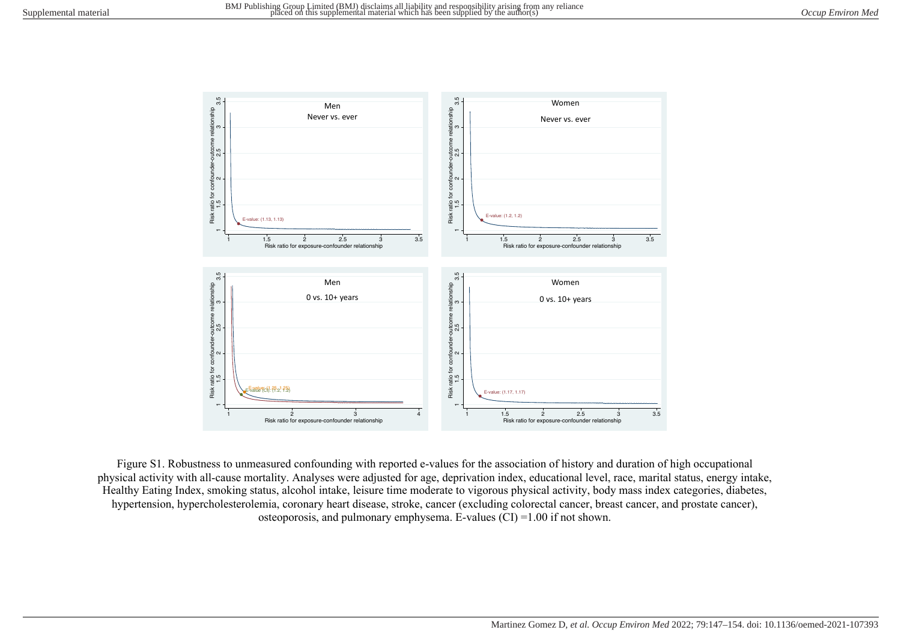Men

Never vs. ever

E-value: (1.13, 1.13)

Risk ratio for confounder-outcome relationship

Risk ratio for exposure-confounder relationship

Women

Never vs. ever

E-value: (1.2, 1.2)

Risk ratio for confounder-outcome relationship

Risk ratio for exposure-confounder relationship

Men

0 vs. 10+ years

E-value: (1.25, 1.25)

E-value (CI): (1.2, 1.2)

Risk ratio for confounder-outcome relationship

Risk ratio for exposure-confounder relationship

Women

0 vs. 10+ years

E-value: (1.17, 1.17)

Risk ratio for confounder-outcome relationship

Risk ratio for exposure-confounder relationship

Figure S1. Robustness to unmeasured confounding with reported e-values for the association of history and duration of high occupational physical activity with all-cause mortality. Analyses were adjusted for age, deprivation index, educational level, race, marital status, energy intake, Healthy Eating Index, smoking status, alcohol intake, leisure time moderate to vigorous physical activity, body mass index categories, diabetes, hypertension, hypercholesterolemia, coronary heart disease, stroke, cancer (excluding colorectal cancer, breast cancer, and prostate cancer), osteoporosis, and pulmonary emphysema. E-values (CI) =1.00 if not shown.